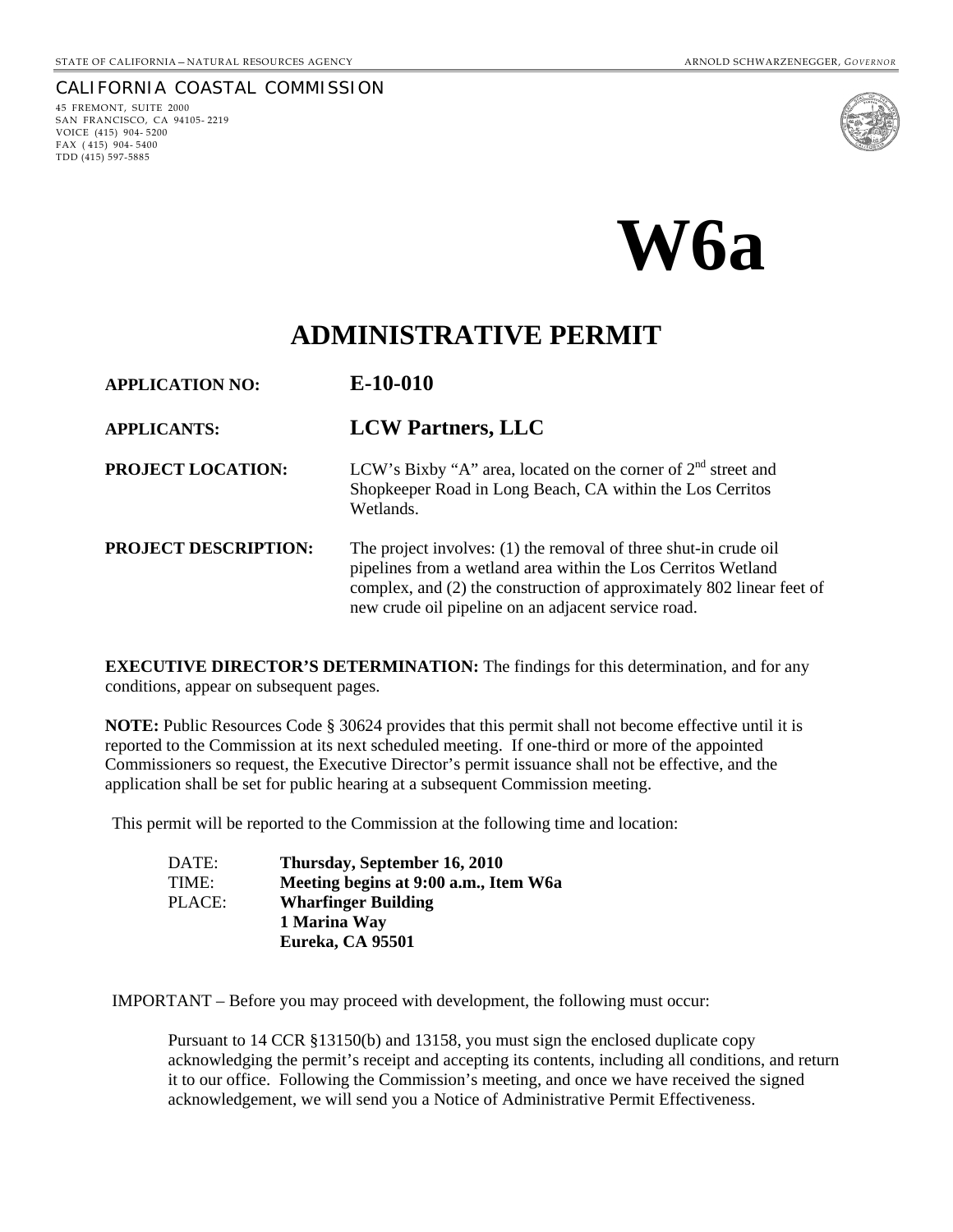STATE OF CALIFORNIA—NATURAL RESOURCES AGENCY　　ARNOLD SCHWARZENEGGER, *GOVERNOR*

CALIFORNIA COASTAL COMMISSION
45 FREMONT, SUITE 2000
SAN FRANCISCO, CA 94105-2219
VOICE (415) 904-5200
FAX (415) 904-5400
TDD (415) 597-5885

# W6a

# ADMINISTRATIVE PERMIT

**APPLICATION NO:** **E-10-010**

**APPLICANTS:** **LCW Partners, LLC**

**PROJECT LOCATION:** LCW's Bixby "A" area, located on the corner of 2nd street and Shopkeeper Road in Long Beach, CA within the Los Cerritos Wetlands.

**PROJECT DESCRIPTION:** The project involves: (1) the removal of three shut-in crude oil pipelines from a wetland area within the Los Cerritos Wetland complex, and (2) the construction of approximately 802 linear feet of new crude oil pipeline on an adjacent service road.

**EXECUTIVE DIRECTOR'S DETERMINATION:** The findings for this determination, and for any conditions, appear on subsequent pages.

**NOTE:** Public Resources Code § 30624 provides that this permit shall not become effective until it is reported to the Commission at its next scheduled meeting. If one-third or more of the appointed Commissioners so request, the Executive Director's permit issuance shall not be effective, and the application shall be set for public hearing at a subsequent Commission meeting.

This permit will be reported to the Commission at the following time and location:

DATE: **Thursday, September 16, 2010**
TIME: **Meeting begins at 9:00 a.m., Item W6a**
PLACE: **Wharfinger Building**
**1 Marina Way**
**Eureka, CA 95501**

IMPORTANT – Before you may proceed with development, the following must occur:

Pursuant to 14 CCR §13150(b) and 13158, you must sign the enclosed duplicate copy acknowledging the permit's receipt and accepting its contents, including all conditions, and return it to our office. Following the Commission's meeting, and once we have received the signed acknowledgement, we will send you a Notice of Administrative Permit Effectiveness.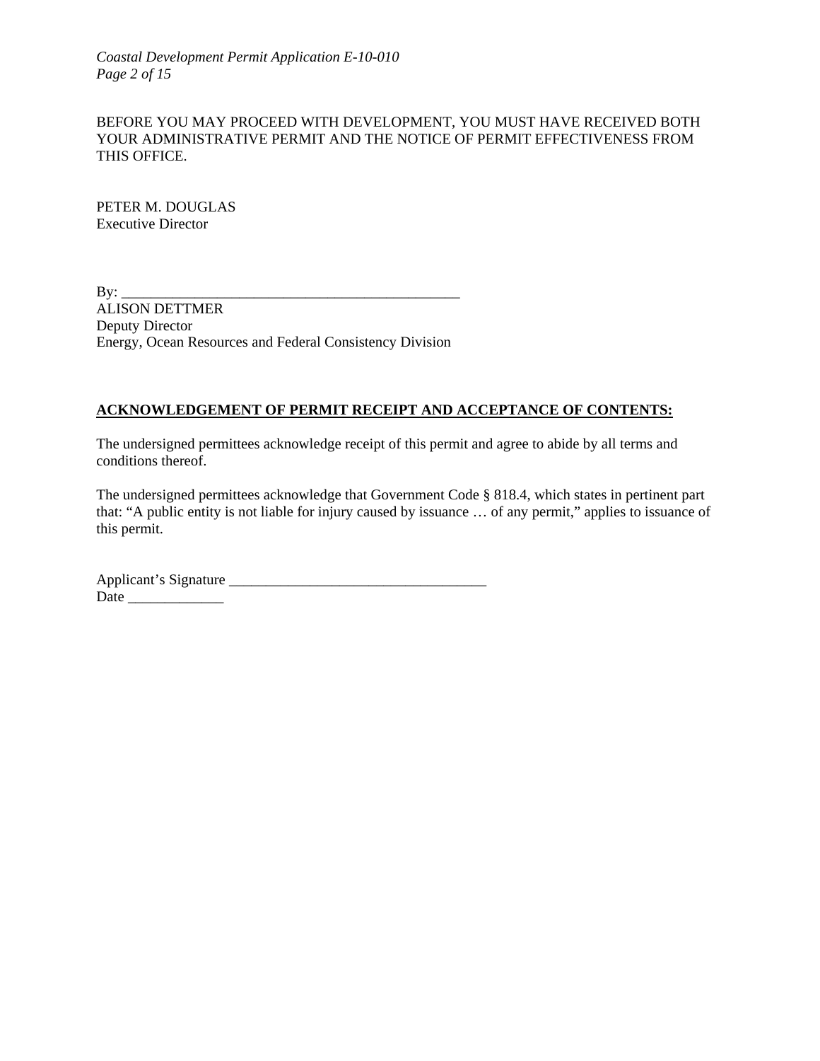BEFORE YOU MAY PROCEED WITH DEVELOPMENT, YOU MUST HAVE RECEIVED BOTH YOUR ADMINISTRATIVE PERMIT AND THE NOTICE OF PERMIT EFFECTIVENESS FROM THIS OFFICE.

PETER M. DOUGLAS
Executive Director

By: _______________________________________________
ALISON DETTMER
Deputy Director
Energy, Ocean Resources and Federal Consistency Division

**ACKNOWLEDGEMENT OF PERMIT RECEIPT AND ACCEPTANCE OF CONTENTS:**

The undersigned permittees acknowledge receipt of this permit and agree to abide by all terms and conditions thereof.

The undersigned permittees acknowledge that Government Code § 818.4, which states in pertinent part that: "A public entity is not liable for injury caused by issuance … of any permit," applies to issuance of this permit.

Applicant's Signature ___________________________________
Date _____________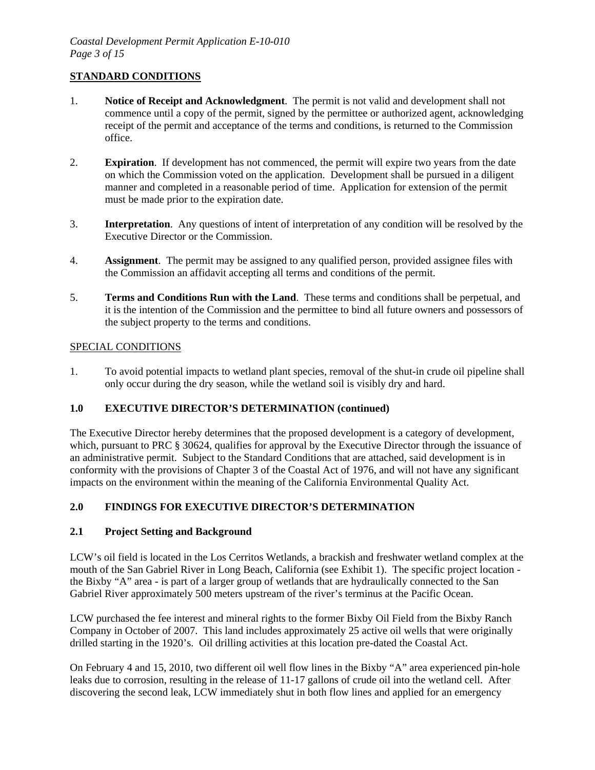## STANDARD CONDITIONS

1. **Notice of Receipt and Acknowledgment**. The permit is not valid and development shall not commence until a copy of the permit, signed by the permittee or authorized agent, acknowledging receipt of the permit and acceptance of the terms and conditions, is returned to the Commission office.

2. **Expiration**. If development has not commenced, the permit will expire two years from the date on which the Commission voted on the application. Development shall be pursued in a diligent manner and completed in a reasonable period of time. Application for extension of the permit must be made prior to the expiration date.

3. **Interpretation**. Any questions of intent of interpretation of any condition will be resolved by the Executive Director or the Commission.

4. **Assignment**. The permit may be assigned to any qualified person, provided assignee files with the Commission an affidavit accepting all terms and conditions of the permit.

5. **Terms and Conditions Run with the Land**. These terms and conditions shall be perpetual, and it is the intention of the Commission and the permittee to bind all future owners and possessors of the subject property to the terms and conditions.

## SPECIAL CONDITIONS

1. To avoid potential impacts to wetland plant species, removal of the shut-in crude oil pipeline shall only occur during the dry season, while the wetland soil is visibly dry and hard.

## 1.0 EXECUTIVE DIRECTOR'S DETERMINATION (continued)

The Executive Director hereby determines that the proposed development is a category of development, which, pursuant to PRC § 30624, qualifies for approval by the Executive Director through the issuance of an administrative permit. Subject to the Standard Conditions that are attached, said development is in conformity with the provisions of Chapter 3 of the Coastal Act of 1976, and will not have any significant impacts on the environment within the meaning of the California Environmental Quality Act.

## 2.0 FINDINGS FOR EXECUTIVE DIRECTOR'S DETERMINATION

### 2.1 Project Setting and Background

LCW's oil field is located in the Los Cerritos Wetlands, a brackish and freshwater wetland complex at the mouth of the San Gabriel River in Long Beach, California (see Exhibit 1). The specific project location - the Bixby "A" area - is part of a larger group of wetlands that are hydraulically connected to the San Gabriel River approximately 500 meters upstream of the river's terminus at the Pacific Ocean.

LCW purchased the fee interest and mineral rights to the former Bixby Oil Field from the Bixby Ranch Company in October of 2007. This land includes approximately 25 active oil wells that were originally drilled starting in the 1920's. Oil drilling activities at this location pre-dated the Coastal Act.

On February 4 and 15, 2010, two different oil well flow lines in the Bixby "A" area experienced pin-hole leaks due to corrosion, resulting in the release of 11-17 gallons of crude oil into the wetland cell. After discovering the second leak, LCW immediately shut in both flow lines and applied for an emergency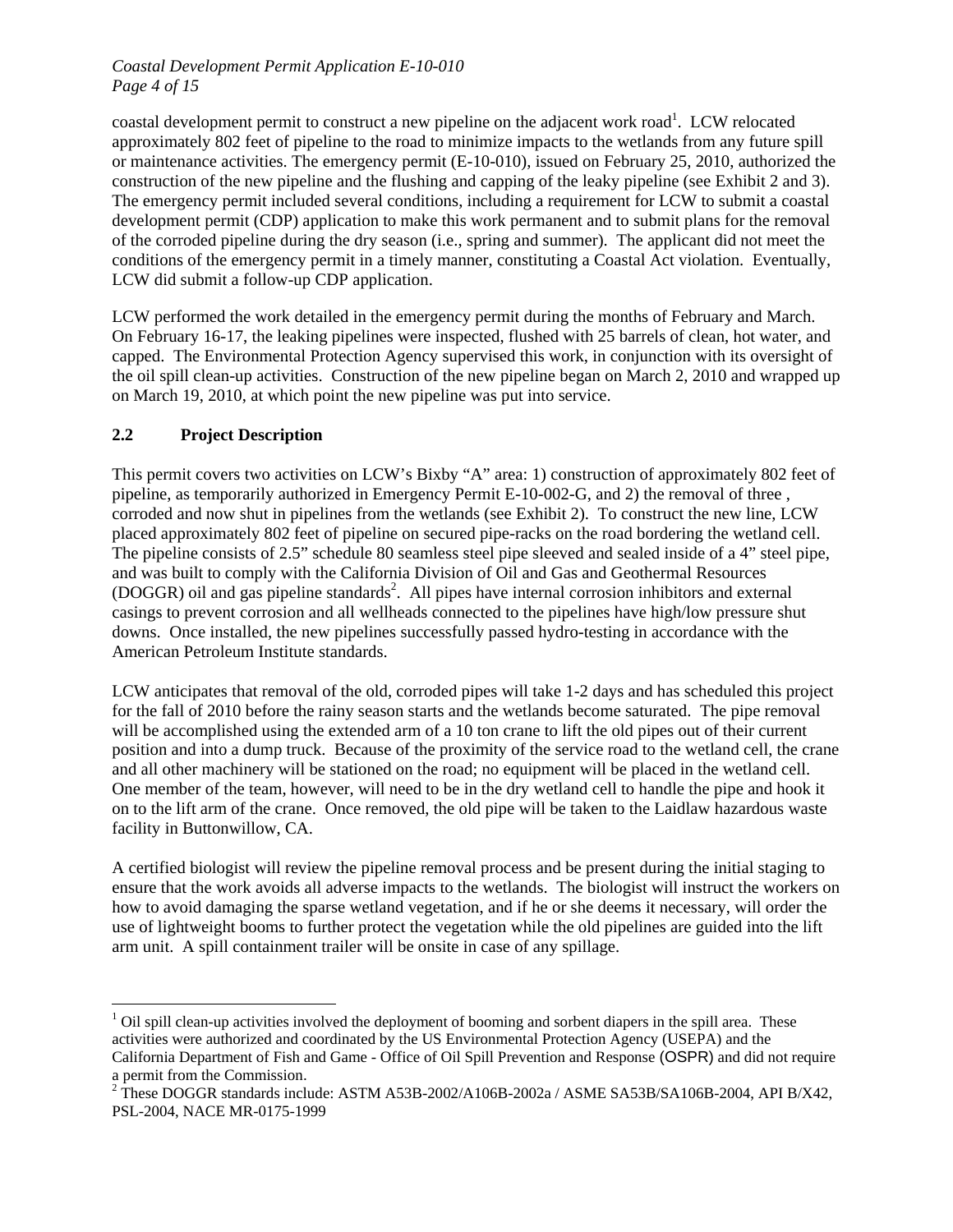coastal development permit to construct a new pipeline on the adjacent work road[1]. LCW relocated approximately 802 feet of pipeline to the road to minimize impacts to the wetlands from any future spill or maintenance activities. The emergency permit (E-10-010), issued on February 25, 2010, authorized the construction of the new pipeline and the flushing and capping of the leaky pipeline (see Exhibit 2 and 3). The emergency permit included several conditions, including a requirement for LCW to submit a coastal development permit (CDP) application to make this work permanent and to submit plans for the removal of the corroded pipeline during the dry season (i.e., spring and summer). The applicant did not meet the conditions of the emergency permit in a timely manner, constituting a Coastal Act violation. Eventually, LCW did submit a follow-up CDP application.

LCW performed the work detailed in the emergency permit during the months of February and March. On February 16-17, the leaking pipelines were inspected, flushed with 25 barrels of clean, hot water, and capped. The Environmental Protection Agency supervised this work, in conjunction with its oversight of the oil spill clean-up activities. Construction of the new pipeline began on March 2, 2010 and wrapped up on March 19, 2010, at which point the new pipeline was put into service.

## 2.2 Project Description

This permit covers two activities on LCW's Bixby "A" area: 1) construction of approximately 802 feet of pipeline, as temporarily authorized in Emergency Permit E-10-002-G, and 2) the removal of three , corroded and now shut in pipelines from the wetlands (see Exhibit 2). To construct the new line, LCW placed approximately 802 feet of pipeline on secured pipe-racks on the road bordering the wetland cell. The pipeline consists of 2.5" schedule 80 seamless steel pipe sleeved and sealed inside of a 4" steel pipe, and was built to comply with the California Division of Oil and Gas and Geothermal Resources (DOGGR) oil and gas pipeline standards[2]. All pipes have internal corrosion inhibitors and external casings to prevent corrosion and all wellheads connected to the pipelines have high/low pressure shut downs. Once installed, the new pipelines successfully passed hydro-testing in accordance with the American Petroleum Institute standards.

LCW anticipates that removal of the old, corroded pipes will take 1-2 days and has scheduled this project for the fall of 2010 before the rainy season starts and the wetlands become saturated. The pipe removal will be accomplished using the extended arm of a 10 ton crane to lift the old pipes out of their current position and into a dump truck. Because of the proximity of the service road to the wetland cell, the crane and all other machinery will be stationed on the road; no equipment will be placed in the wetland cell. One member of the team, however, will need to be in the dry wetland cell to handle the pipe and hook it on to the lift arm of the crane. Once removed, the old pipe will be taken to the Laidlaw hazardous waste facility in Buttonwillow, CA.

A certified biologist will review the pipeline removal process and be present during the initial staging to ensure that the work avoids all adverse impacts to the wetlands. The biologist will instruct the workers on how to avoid damaging the sparse wetland vegetation, and if he or she deems it necessary, will order the use of lightweight booms to further protect the vegetation while the old pipelines are guided into the lift arm unit. A spill containment trailer will be onsite in case of any spillage.

---

[1] Oil spill clean-up activities involved the deployment of booming and sorbent diapers in the spill area. These activities were authorized and coordinated by the US Environmental Protection Agency (USEPA) and the California Department of Fish and Game - Office of Oil Spill Prevention and Response (OSPR) and did not require a permit from the Commission.

[2] These DOGGR standards include: ASTM A53B-2002/A106B-2002a / ASME SA53B/SA106B-2004, API B/X42, PSL-2004, NACE MR-0175-1999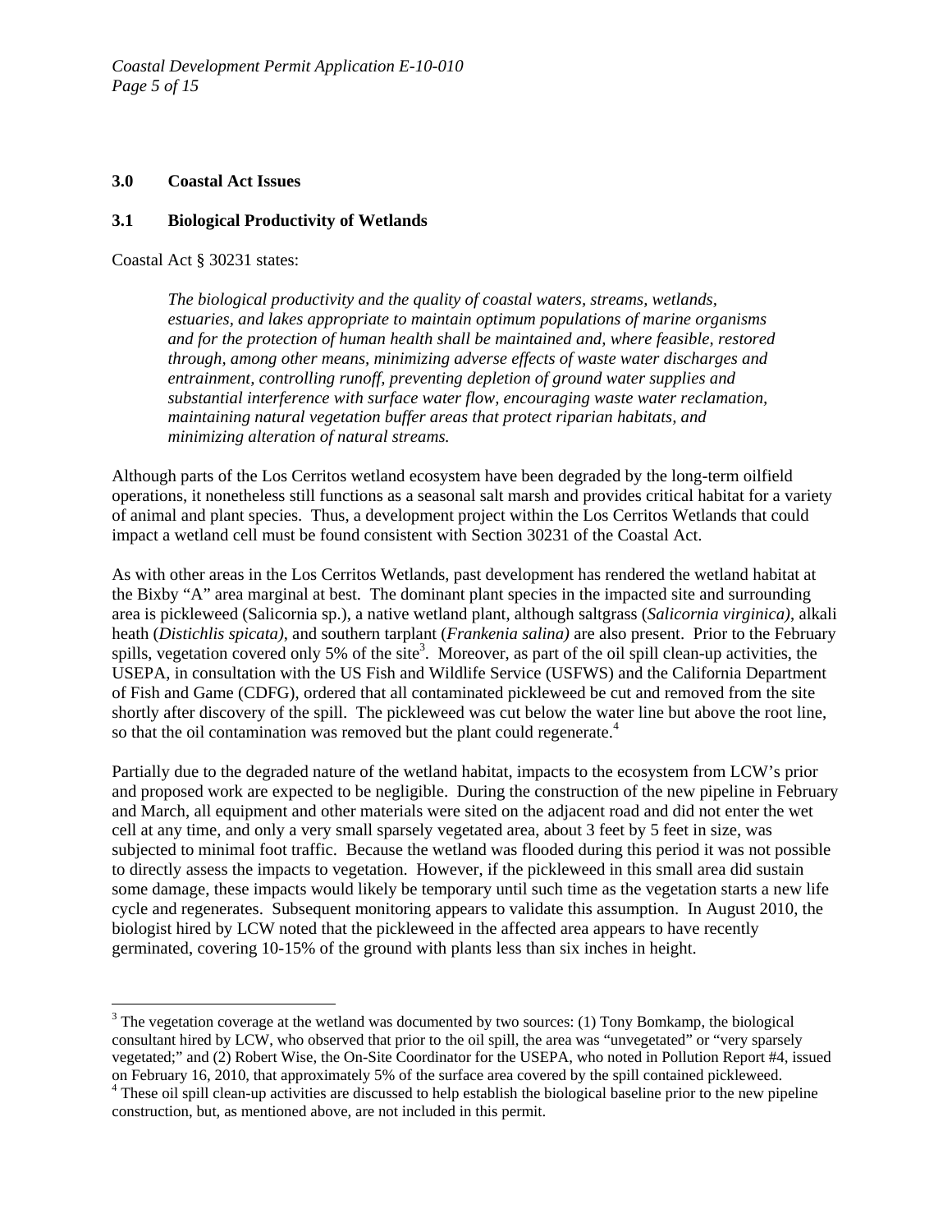### 3.0 Coastal Act Issues

### 3.1 Biological Productivity of Wetlands

Coastal Act § 30231 states:

> *The biological productivity and the quality of coastal waters, streams, wetlands, estuaries, and lakes appropriate to maintain optimum populations of marine organisms and for the protection of human health shall be maintained and, where feasible, restored through, among other means, minimizing adverse effects of waste water discharges and entrainment, controlling runoff, preventing depletion of ground water supplies and substantial interference with surface water flow, encouraging waste water reclamation, maintaining natural vegetation buffer areas that protect riparian habitats, and minimizing alteration of natural streams.*

Although parts of the Los Cerritos wetland ecosystem have been degraded by the long-term oilfield operations, it nonetheless still functions as a seasonal salt marsh and provides critical habitat for a variety of animal and plant species. Thus, a development project within the Los Cerritos Wetlands that could impact a wetland cell must be found consistent with Section 30231 of the Coastal Act.

As with other areas in the Los Cerritos Wetlands, past development has rendered the wetland habitat at the Bixby "A" area marginal at best. The dominant plant species in the impacted site and surrounding area is pickleweed (Salicornia sp.), a native wetland plant, although saltgrass (*Salicornia virginica)*, alkali heath (*Distichlis spicata)*, and southern tarplant (*Frankenia salina)* are also present. Prior to the February spills, vegetation covered only 5% of the site[3]. Moreover, as part of the oil spill clean-up activities, the USEPA, in consultation with the US Fish and Wildlife Service (USFWS) and the California Department of Fish and Game (CDFG), ordered that all contaminated pickleweed be cut and removed from the site shortly after discovery of the spill. The pickleweed was cut below the water line but above the root line, so that the oil contamination was removed but the plant could regenerate.[4]

Partially due to the degraded nature of the wetland habitat, impacts to the ecosystem from LCW's prior and proposed work are expected to be negligible. During the construction of the new pipeline in February and March, all equipment and other materials were sited on the adjacent road and did not enter the wet cell at any time, and only a very small sparsely vegetated area, about 3 feet by 5 feet in size, was subjected to minimal foot traffic. Because the wetland was flooded during this period it was not possible to directly assess the impacts to vegetation. However, if the pickleweed in this small area did sustain some damage, these impacts would likely be temporary until such time as the vegetation starts a new life cycle and regenerates. Subsequent monitoring appears to validate this assumption. In August 2010, the biologist hired by LCW noted that the pickleweed in the affected area appears to have recently germinated, covering 10-15% of the ground with plants less than six inches in height.

---

[3] The vegetation coverage at the wetland was documented by two sources: (1) Tony Bomkamp, the biological consultant hired by LCW, who observed that prior to the oil spill, the area was "unvegetated" or "very sparsely vegetated;" and (2) Robert Wise, the On-Site Coordinator for the USEPA, who noted in Pollution Report #4, issued on February 16, 2010, that approximately 5% of the surface area covered by the spill contained pickleweed.

[4] These oil spill clean-up activities are discussed to help establish the biological baseline prior to the new pipeline construction, but, as mentioned above, are not included in this permit.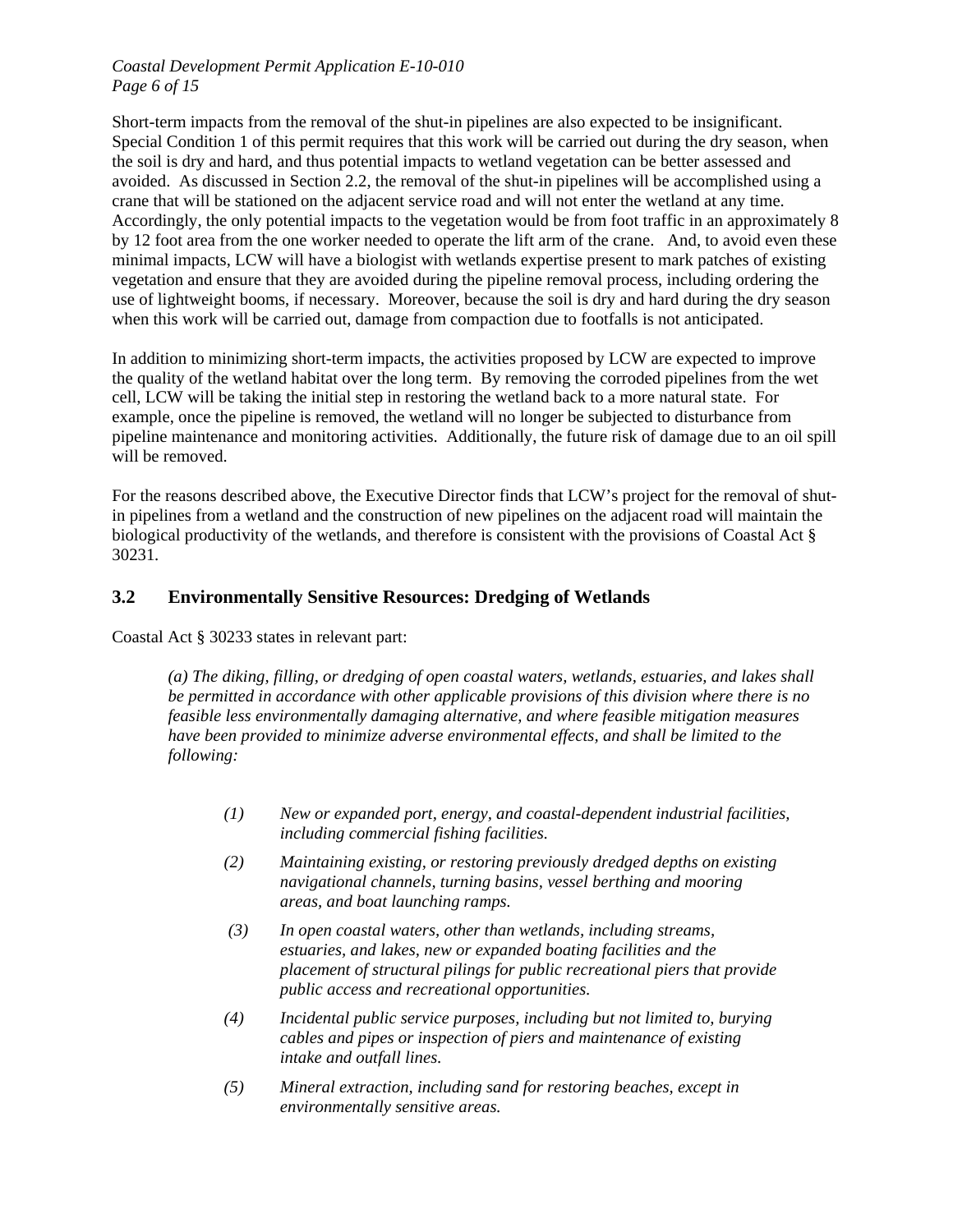Short-term impacts from the removal of the shut-in pipelines are also expected to be insignificant. Special Condition 1 of this permit requires that this work will be carried out during the dry season, when the soil is dry and hard, and thus potential impacts to wetland vegetation can be better assessed and avoided. As discussed in Section 2.2, the removal of the shut-in pipelines will be accomplished using a crane that will be stationed on the adjacent service road and will not enter the wetland at any time. Accordingly, the only potential impacts to the vegetation would be from foot traffic in an approximately 8 by 12 foot area from the one worker needed to operate the lift arm of the crane. And, to avoid even these minimal impacts, LCW will have a biologist with wetlands expertise present to mark patches of existing vegetation and ensure that they are avoided during the pipeline removal process, including ordering the use of lightweight booms, if necessary. Moreover, because the soil is dry and hard during the dry season when this work will be carried out, damage from compaction due to footfalls is not anticipated.

In addition to minimizing short-term impacts, the activities proposed by LCW are expected to improve the quality of the wetland habitat over the long term. By removing the corroded pipelines from the wet cell, LCW will be taking the initial step in restoring the wetland back to a more natural state. For example, once the pipeline is removed, the wetland will no longer be subjected to disturbance from pipeline maintenance and monitoring activities. Additionally, the future risk of damage due to an oil spill will be removed.

For the reasons described above, the Executive Director finds that LCW's project for the removal of shut-in pipelines from a wetland and the construction of new pipelines on the adjacent road will maintain the biological productivity of the wetlands, and therefore is consistent with the provisions of Coastal Act § 30231.

## 3.2 Environmentally Sensitive Resources: Dredging of Wetlands

Coastal Act § 30233 states in relevant part:

> *(a) The diking, filling, or dredging of open coastal waters, wetlands, estuaries, and lakes shall be permitted in accordance with other applicable provisions of this division where there is no feasible less environmentally damaging alternative, and where feasible mitigation measures have been provided to minimize adverse environmental effects, and shall be limited to the following:*
>
> *(1) New or expanded port, energy, and coastal-dependent industrial facilities, including commercial fishing facilities.*
>
> *(2) Maintaining existing, or restoring previously dredged depths on existing navigational channels, turning basins, vessel berthing and mooring areas, and boat launching ramps.*
>
> *(3) In open coastal waters, other than wetlands, including streams, estuaries, and lakes, new or expanded boating facilities and the placement of structural pilings for public recreational piers that provide public access and recreational opportunities.*
>
> *(4) Incidental public service purposes, including but not limited to, burying cables and pipes or inspection of piers and maintenance of existing intake and outfall lines.*
>
> *(5) Mineral extraction, including sand for restoring beaches, except in environmentally sensitive areas.*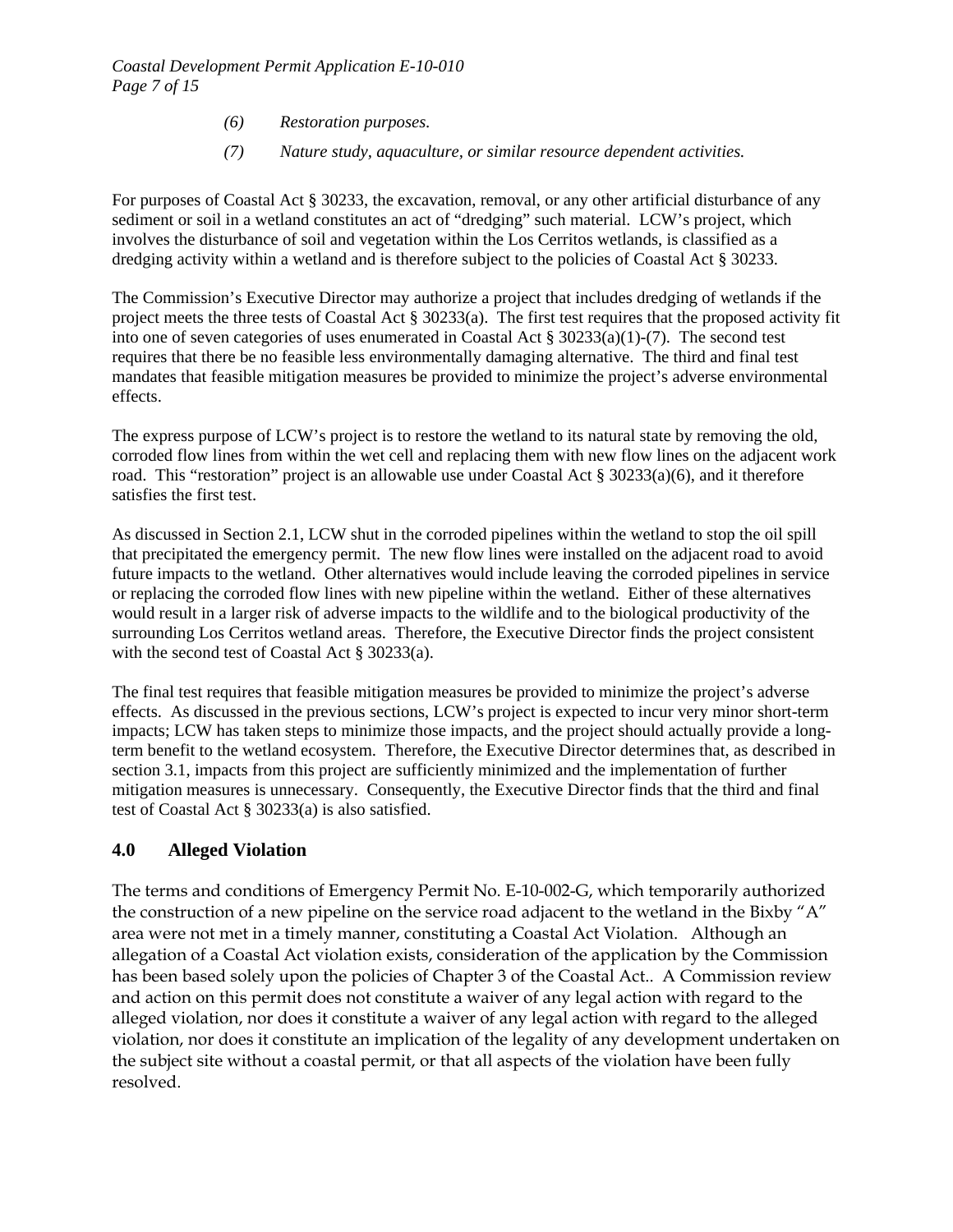(6) *Restoration purposes.*

(7) *Nature study, aquaculture, or similar resource dependent activities.*

For purposes of Coastal Act § 30233, the excavation, removal, or any other artificial disturbance of any sediment or soil in a wetland constitutes an act of "dredging" such material. LCW's project, which involves the disturbance of soil and vegetation within the Los Cerritos wetlands, is classified as a dredging activity within a wetland and is therefore subject to the policies of Coastal Act § 30233.

The Commission's Executive Director may authorize a project that includes dredging of wetlands if the project meets the three tests of Coastal Act § 30233(a). The first test requires that the proposed activity fit into one of seven categories of uses enumerated in Coastal Act § 30233(a)(1)-(7). The second test requires that there be no feasible less environmentally damaging alternative. The third and final test mandates that feasible mitigation measures be provided to minimize the project's adverse environmental effects.

The express purpose of LCW's project is to restore the wetland to its natural state by removing the old, corroded flow lines from within the wet cell and replacing them with new flow lines on the adjacent work road. This "restoration" project is an allowable use under Coastal Act § 30233(a)(6), and it therefore satisfies the first test.

As discussed in Section 2.1, LCW shut in the corroded pipelines within the wetland to stop the oil spill that precipitated the emergency permit. The new flow lines were installed on the adjacent road to avoid future impacts to the wetland. Other alternatives would include leaving the corroded pipelines in service or replacing the corroded flow lines with new pipeline within the wetland. Either of these alternatives would result in a larger risk of adverse impacts to the wildlife and to the biological productivity of the surrounding Los Cerritos wetland areas. Therefore, the Executive Director finds the project consistent with the second test of Coastal Act § 30233(a).

The final test requires that feasible mitigation measures be provided to minimize the project's adverse effects. As discussed in the previous sections, LCW's project is expected to incur very minor short-term impacts; LCW has taken steps to minimize those impacts, and the project should actually provide a long-term benefit to the wetland ecosystem. Therefore, the Executive Director determines that, as described in section 3.1, impacts from this project are sufficiently minimized and the implementation of further mitigation measures is unnecessary. Consequently, the Executive Director finds that the third and final test of Coastal Act § 30233(a) is also satisfied.

## 4.0 Alleged Violation

The terms and conditions of Emergency Permit No. E-10-002-G, which temporarily authorized the construction of a new pipeline on the service road adjacent to the wetland in the Bixby "A" area were not met in a timely manner, constituting a Coastal Act Violation. Although an allegation of a Coastal Act violation exists, consideration of the application by the Commission has been based solely upon the policies of Chapter 3 of the Coastal Act.. A Commission review and action on this permit does not constitute a waiver of any legal action with regard to the alleged violation, nor does it constitute a waiver of any legal action with regard to the alleged violation, nor does it constitute an implication of the legality of any development undertaken on the subject site without a coastal permit, or that all aspects of the violation have been fully resolved.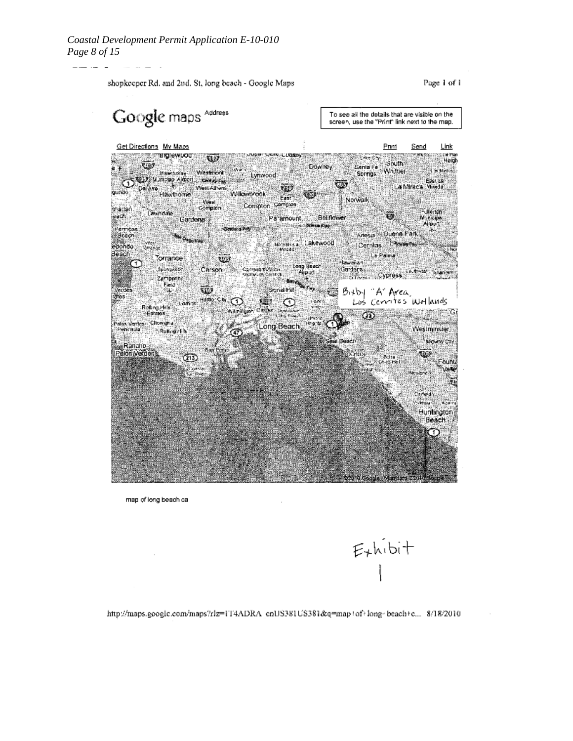shopkeeper Rd. and 2nd. St. long beach - Google Maps

Page 1 of 1

Google maps Address

To see all the details that are visible on the screen, use the "Print" link next to the map.

Get Directions My Maps

Print Send Link

Bixby "A" Area, Los Cerritos Wetlands

map of long beach ca

Exhibit 1

http://maps.google.com/maps?rlz=1T4ADRA_enUS381US381&q=map+of+long+beach+c... 8/18/2010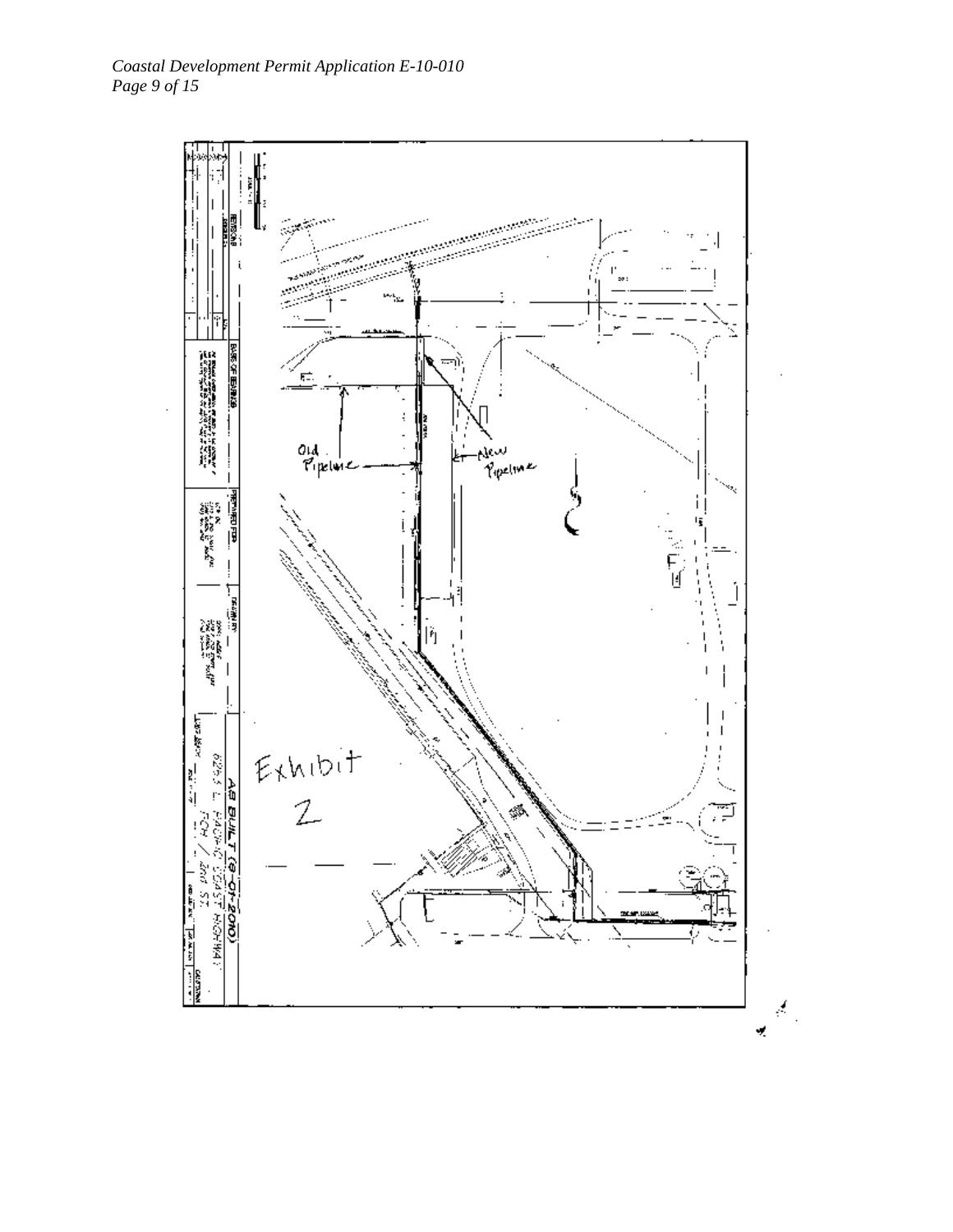Old Pipeline

New Pipeline

Exhibit Z

AS BUILT (9-01-2010)

6263 E. PACIFIC COAST HIGHWAY

PCH / 2nd ST.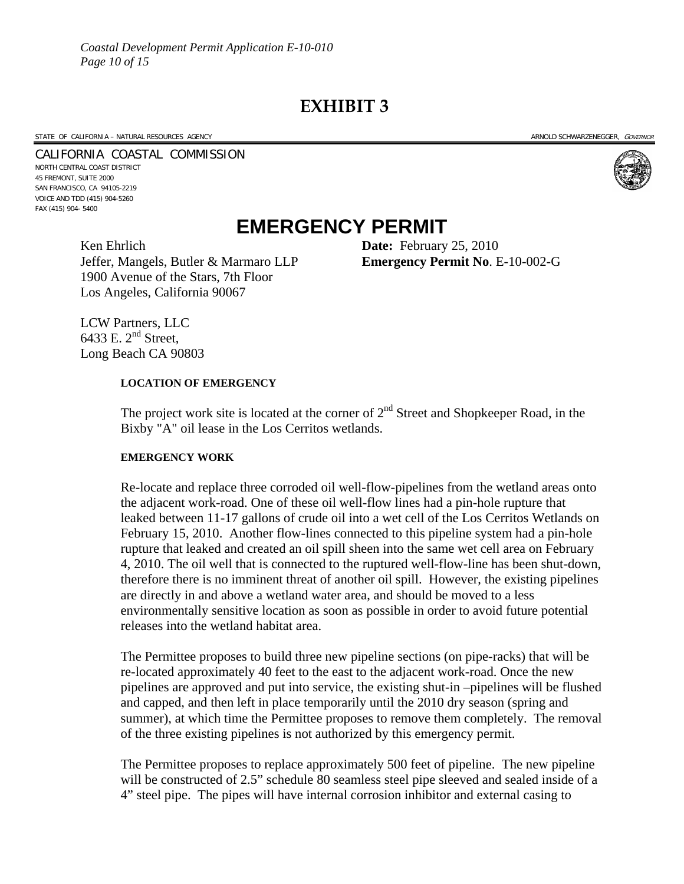# EXHIBIT 3

STATE OF CALIFORNIA – NATURAL RESOURCES AGENCY ARNOLD SCHWARZENEGGER, *GOVERNOR*

CALIFORNIA COASTAL COMMISSION
NORTH CENTRAL COAST DISTRICT
45 FREMONT, SUITE 2000
SAN FRANCISCO, CA 94105-2219
VOICE AND TDD (415) 904-5260
FAX (415) 904- 5400

# EMERGENCY PERMIT

Ken Ehrlich
Jeffer, Mangels, Butler & Marmaro LLP
1900 Avenue of the Stars, 7th Floor
Los Angeles, California 90067

**Date:** February 25, 2010
**Emergency Permit No**. E-10-002-G

LCW Partners, LLC
6433 E. 2nd Street,
Long Beach CA 90803

**LOCATION OF EMERGENCY**

The project work site is located at the corner of 2nd Street and Shopkeeper Road, in the Bixby "A" oil lease in the Los Cerritos wetlands.

**EMERGENCY WORK**

Re-locate and replace three corroded oil well-flow-pipelines from the wetland areas onto the adjacent work-road. One of these oil well-flow lines had a pin-hole rupture that leaked between 11-17 gallons of crude oil into a wet cell of the Los Cerritos Wetlands on February 15, 2010. Another flow-lines connected to this pipeline system had a pin-hole rupture that leaked and created an oil spill sheen into the same wet cell area on February 4, 2010. The oil well that is connected to the ruptured well-flow-line has been shut-down, therefore there is no imminent threat of another oil spill. However, the existing pipelines are directly in and above a wetland water area, and should be moved to a less environmentally sensitive location as soon as possible in order to avoid future potential releases into the wetland habitat area.

The Permittee proposes to build three new pipeline sections (on pipe-racks) that will be re-located approximately 40 feet to the east to the adjacent work-road. Once the new pipelines are approved and put into service, the existing shut-in –pipelines will be flushed and capped, and then left in place temporarily until the 2010 dry season (spring and summer), at which time the Permittee proposes to remove them completely. The removal of the three existing pipelines is not authorized by this emergency permit.

The Permittee proposes to replace approximately 500 feet of pipeline. The new pipeline will be constructed of 2.5" schedule 80 seamless steel pipe sleeved and sealed inside of a 4" steel pipe. The pipes will have internal corrosion inhibitor and external casing to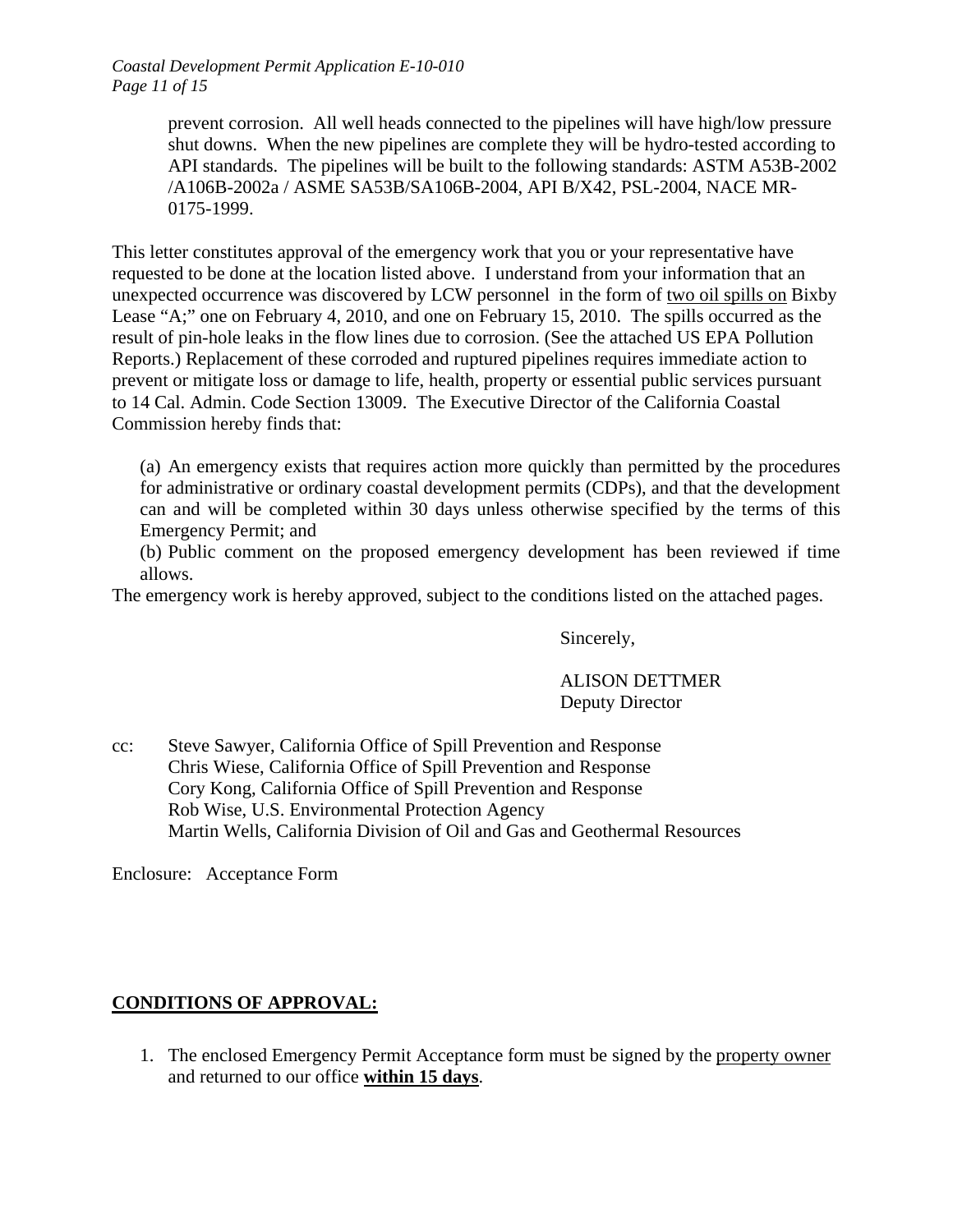prevent corrosion. All well heads connected to the pipelines will have high/low pressure shut downs. When the new pipelines are complete they will be hydro-tested according to API standards. The pipelines will be built to the following standards: ASTM A53B-2002 /A106B-2002a / ASME SA53B/SA106B-2004, API B/X42, PSL-2004, NACE MR-0175-1999.

This letter constitutes approval of the emergency work that you or your representative have requested to be done at the location listed above. I understand from your information that an unexpected occurrence was discovered by LCW personnel in the form of <u>two oil spills on</u> Bixby Lease "A;" one on February 4, 2010, and one on February 15, 2010. The spills occurred as the result of pin-hole leaks in the flow lines due to corrosion. (See the attached US EPA Pollution Reports.) Replacement of these corroded and ruptured pipelines requires immediate action to prevent or mitigate loss or damage to life, health, property or essential public services pursuant to 14 Cal. Admin. Code Section 13009. The Executive Director of the California Coastal Commission hereby finds that:

(a) An emergency exists that requires action more quickly than permitted by the procedures for administrative or ordinary coastal development permits (CDPs), and that the development can and will be completed within 30 days unless otherwise specified by the terms of this Emergency Permit; and

(b) Public comment on the proposed emergency development has been reviewed if time allows.

The emergency work is hereby approved, subject to the conditions listed on the attached pages.

Sincerely,

ALISON DETTMER
Deputy Director

cc: Steve Sawyer, California Office of Spill Prevention and Response
Chris Wiese, California Office of Spill Prevention and Response
Cory Kong, California Office of Spill Prevention and Response
Rob Wise, U.S. Environmental Protection Agency
Martin Wells, California Division of Oil and Gas and Geothermal Resources

Enclosure: Acceptance Form

## **<u>CONDITIONS OF APPROVAL:</u>**

1. The enclosed Emergency Permit Acceptance form must be signed by the <u>property owner</u> and returned to our office **<u>within 15 days</u>**.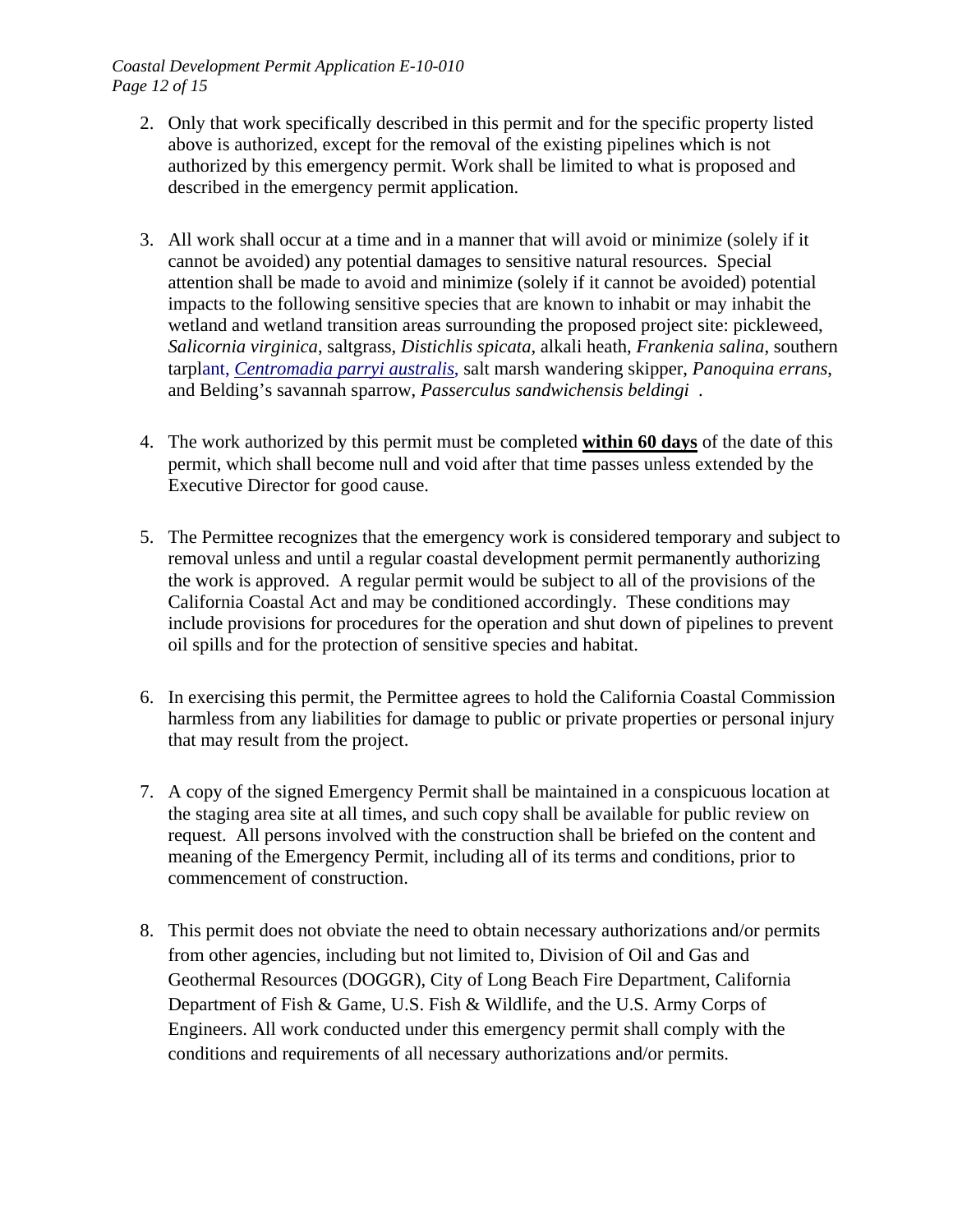2. Only that work specifically described in this permit and for the specific property listed above is authorized, except for the removal of the existing pipelines which is not authorized by this emergency permit. Work shall be limited to what is proposed and described in the emergency permit application.

3. All work shall occur at a time and in a manner that will avoid or minimize (solely if it cannot be avoided) any potential damages to sensitive natural resources. Special attention shall be made to avoid and minimize (solely if it cannot be avoided) potential impacts to the following sensitive species that are known to inhabit or may inhabit the wetland and wetland transition areas surrounding the proposed project site: pickleweed, *Salicornia virginica*, saltgrass, *Distichlis spicata*, alkali heath, *Frankenia salina*, southern tarplant, *Centromadia parryi australis*, salt marsh wandering skipper, *Panoquina errans*, and Belding's savannah sparrow, *Passerculus sandwichensis beldingi* .

4. The work authorized by this permit must be completed **within 60 days** of the date of this permit, which shall become null and void after that time passes unless extended by the Executive Director for good cause.

5. The Permittee recognizes that the emergency work is considered temporary and subject to removal unless and until a regular coastal development permit permanently authorizing the work is approved. A regular permit would be subject to all of the provisions of the California Coastal Act and may be conditioned accordingly. These conditions may include provisions for procedures for the operation and shut down of pipelines to prevent oil spills and for the protection of sensitive species and habitat.

6. In exercising this permit, the Permittee agrees to hold the California Coastal Commission harmless from any liabilities for damage to public or private properties or personal injury that may result from the project.

7. A copy of the signed Emergency Permit shall be maintained in a conspicuous location at the staging area site at all times, and such copy shall be available for public review on request. All persons involved with the construction shall be briefed on the content and meaning of the Emergency Permit, including all of its terms and conditions, prior to commencement of construction.

8. This permit does not obviate the need to obtain necessary authorizations and/or permits from other agencies, including but not limited to, Division of Oil and Gas and Geothermal Resources (DOGGR), City of Long Beach Fire Department, California Department of Fish & Game, U.S. Fish & Wildlife, and the U.S. Army Corps of Engineers. All work conducted under this emergency permit shall comply with the conditions and requirements of all necessary authorizations and/or permits.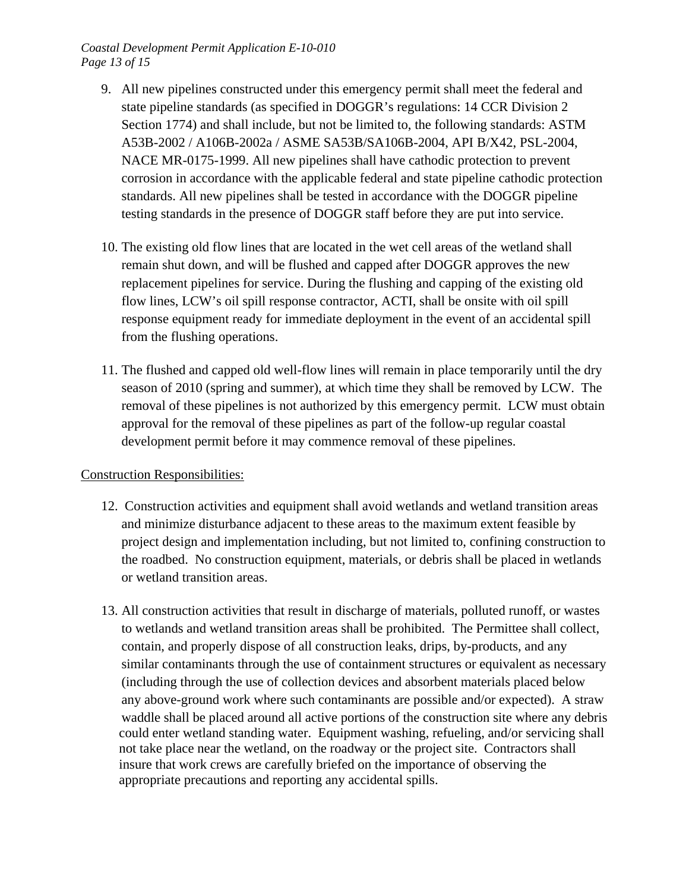9. All new pipelines constructed under this emergency permit shall meet the federal and state pipeline standards (as specified in DOGGR's regulations: 14 CCR Division 2 Section 1774) and shall include, but not be limited to, the following standards: ASTM A53B-2002 / A106B-2002a / ASME SA53B/SA106B-2004, API B/X42, PSL-2004, NACE MR-0175-1999. All new pipelines shall have cathodic protection to prevent corrosion in accordance with the applicable federal and state pipeline cathodic protection standards. All new pipelines shall be tested in accordance with the DOGGR pipeline testing standards in the presence of DOGGR staff before they are put into service.

10. The existing old flow lines that are located in the wet cell areas of the wetland shall remain shut down, and will be flushed and capped after DOGGR approves the new replacement pipelines for service. During the flushing and capping of the existing old flow lines, LCW's oil spill response contractor, ACTI, shall be onsite with oil spill response equipment ready for immediate deployment in the event of an accidental spill from the flushing operations.

11. The flushed and capped old well-flow lines will remain in place temporarily until the dry season of 2010 (spring and summer), at which time they shall be removed by LCW. The removal of these pipelines is not authorized by this emergency permit. LCW must obtain approval for the removal of these pipelines as part of the follow-up regular coastal development permit before it may commence removal of these pipelines.

<u>Construction Responsibilities:</u>

12. Construction activities and equipment shall avoid wetlands and wetland transition areas and minimize disturbance adjacent to these areas to the maximum extent feasible by project design and implementation including, but not limited to, confining construction to the roadbed. No construction equipment, materials, or debris shall be placed in wetlands or wetland transition areas.

13. All construction activities that result in discharge of materials, polluted runoff, or wastes to wetlands and wetland transition areas shall be prohibited. The Permittee shall collect, contain, and properly dispose of all construction leaks, drips, by-products, and any similar contaminants through the use of containment structures or equivalent as necessary (including through the use of collection devices and absorbent materials placed below any above-ground work where such contaminants are possible and/or expected). A straw waddle shall be placed around all active portions of the construction site where any debris could enter wetland standing water. Equipment washing, refueling, and/or servicing shall not take place near the wetland, on the roadway or the project site. Contractors shall insure that work crews are carefully briefed on the importance of observing the appropriate precautions and reporting any accidental spills.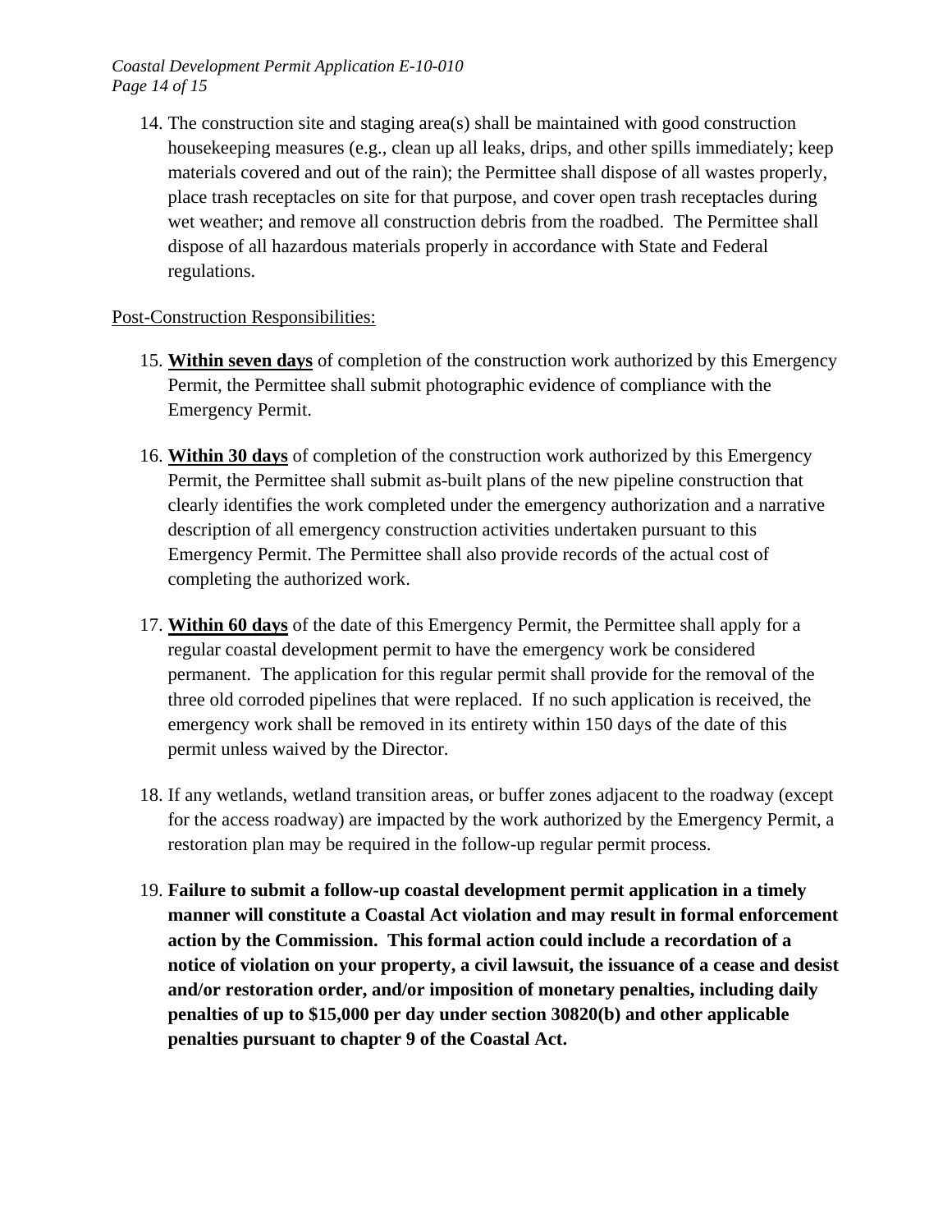14. The construction site and staging area(s) shall be maintained with good construction housekeeping measures (e.g., clean up all leaks, drips, and other spills immediately; keep materials covered and out of the rain); the Permittee shall dispose of all wastes properly, place trash receptacles on site for that purpose, and cover open trash receptacles during wet weather; and remove all construction debris from the roadbed. The Permittee shall dispose of all hazardous materials properly in accordance with State and Federal regulations.

<u>Post-Construction Responsibilities:</u>

15. **<u>Within seven days</u>** of completion of the construction work authorized by this Emergency Permit, the Permittee shall submit photographic evidence of compliance with the Emergency Permit.

16. **<u>Within 30 days</u>** of completion of the construction work authorized by this Emergency Permit, the Permittee shall submit as-built plans of the new pipeline construction that clearly identifies the work completed under the emergency authorization and a narrative description of all emergency construction activities undertaken pursuant to this Emergency Permit. The Permittee shall also provide records of the actual cost of completing the authorized work.

17. **<u>Within 60 days</u>** of the date of this Emergency Permit, the Permittee shall apply for a regular coastal development permit to have the emergency work be considered permanent. The application for this regular permit shall provide for the removal of the three old corroded pipelines that were replaced. If no such application is received, the emergency work shall be removed in its entirety within 150 days of the date of this permit unless waived by the Director.

18. If any wetlands, wetland transition areas, or buffer zones adjacent to the roadway (except for the access roadway) are impacted by the work authorized by the Emergency Permit, a restoration plan may be required in the follow-up regular permit process.

19. **Failure to submit a follow-up coastal development permit application in a timely manner will constitute a Coastal Act violation and may result in formal enforcement action by the Commission. This formal action could include a recordation of a notice of violation on your property, a civil lawsuit, the issuance of a cease and desist and/or restoration order, and/or imposition of monetary penalties, including daily penalties of up to $15,000 per day under section 30820(b) and other applicable penalties pursuant to chapter 9 of the Coastal Act.**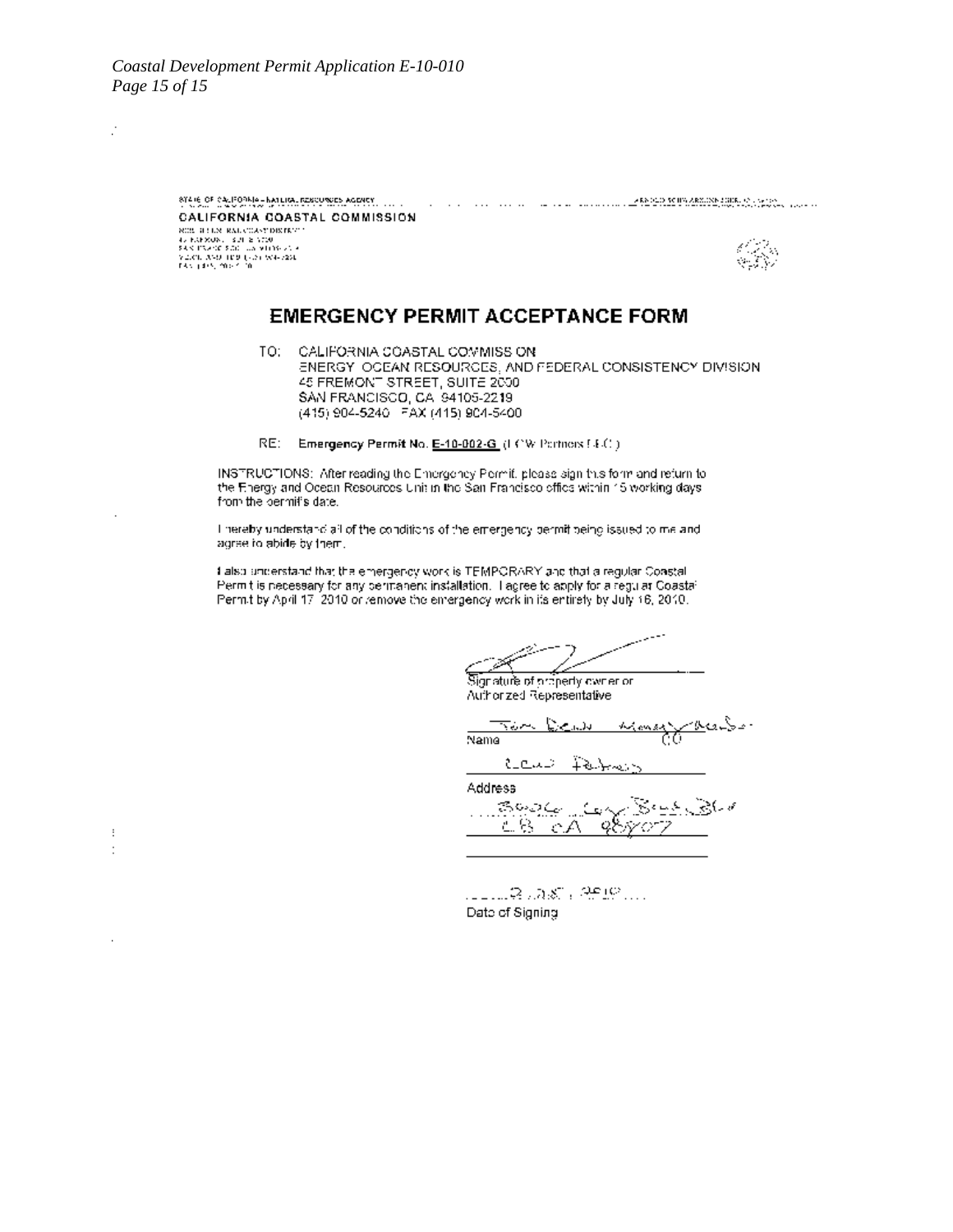STATE OF CALIFORNIA – NATURAL RESOURCES AGENCY

CALIFORNIA COASTAL COMMISSION

# EMERGENCY PERMIT ACCEPTANCE FORM

TO: CALIFORNIA COASTAL COMMISSION
ENERGY, OCEAN RESOURCES, AND FEDERAL CONSISTENCY DIVISION
45 FREMONT STREET, SUITE 2000
SAN FRANCISCO, CA 94105-2219
(415) 904-5240 FAX (415) 904-5400

RE: **Emergency Permit No. E-10-002-G** (LCW Partners LLC)

INSTRUCTIONS: After reading the Emergency Permit, please sign this form and return to the Energy and Ocean Resources Unit in the San Francisco office within 15 working days from the permit's date.

I hereby understand all of the conditions of the emergency permit being issued to me and agree to abide by them.

I also understand that the emergency work is TEMPORARY and that a regular Coastal Permit is necessary for any permanent installation. I agree to apply for a regular Coastal Permit by April 17, 2010 or remove the emergency work in its entirety by July 16, 2010.

Signature of property owner or Authorized Representative

Tom Dean Managing Member
Name

LCW Partners

Address
3000 Long Beach Blvd
LB CA 90807

2/25/2010
Date of Signing